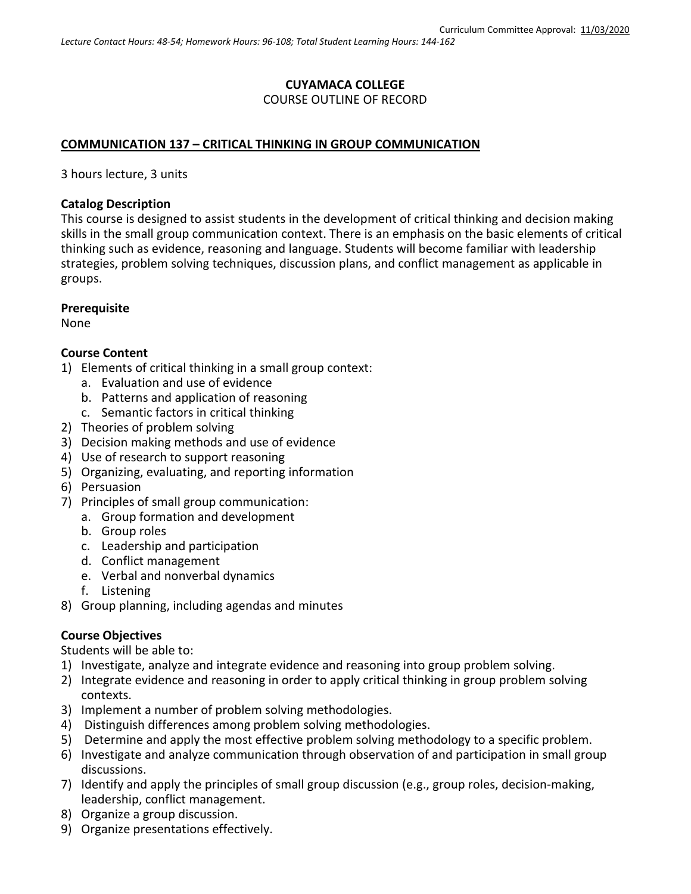Curriculum Committee Approval: 11/03/2020

*Lecture Contact Hours: 48-54; Homework Hours: 96-108; Total Student Learning Hours: 144-162*

**CUYAMACA COLLEGE**
COURSE OUTLINE OF RECORD

**COMMUNICATION 137 – CRITICAL THINKING IN GROUP COMMUNICATION**

3 hours lecture, 3 units

**Catalog Description**
This course is designed to assist students in the development of critical thinking and decision making skills in the small group communication context. There is an emphasis on the basic elements of critical thinking such as evidence, reasoning and language. Students will become familiar with leadership strategies, problem solving techniques, discussion plans, and conflict management as applicable in groups.

**Prerequisite**
None

**Course Content**
1) Elements of critical thinking in a small group context:
   a. Evaluation and use of evidence
   b. Patterns and application of reasoning
   c. Semantic factors in critical thinking
2) Theories of problem solving
3) Decision making methods and use of evidence
4) Use of research to support reasoning
5) Organizing, evaluating, and reporting information
6) Persuasion
7) Principles of small group communication:
   a. Group formation and development
   b. Group roles
   c. Leadership and participation
   d. Conflict management
   e. Verbal and nonverbal dynamics
   f. Listening
8) Group planning, including agendas and minutes

**Course Objectives**
Students will be able to:
1) Investigate, analyze and integrate evidence and reasoning into group problem solving.
2) Integrate evidence and reasoning in order to apply critical thinking in group problem solving contexts.
3) Implement a number of problem solving methodologies.
4) Distinguish differences among problem solving methodologies.
5) Determine and apply the most effective problem solving methodology to a specific problem.
6) Investigate and analyze communication through observation of and participation in small group discussions.
7) Identify and apply the principles of small group discussion (e.g., group roles, decision-making, leadership, conflict management.
8) Organize a group discussion.
9) Organize presentations effectively.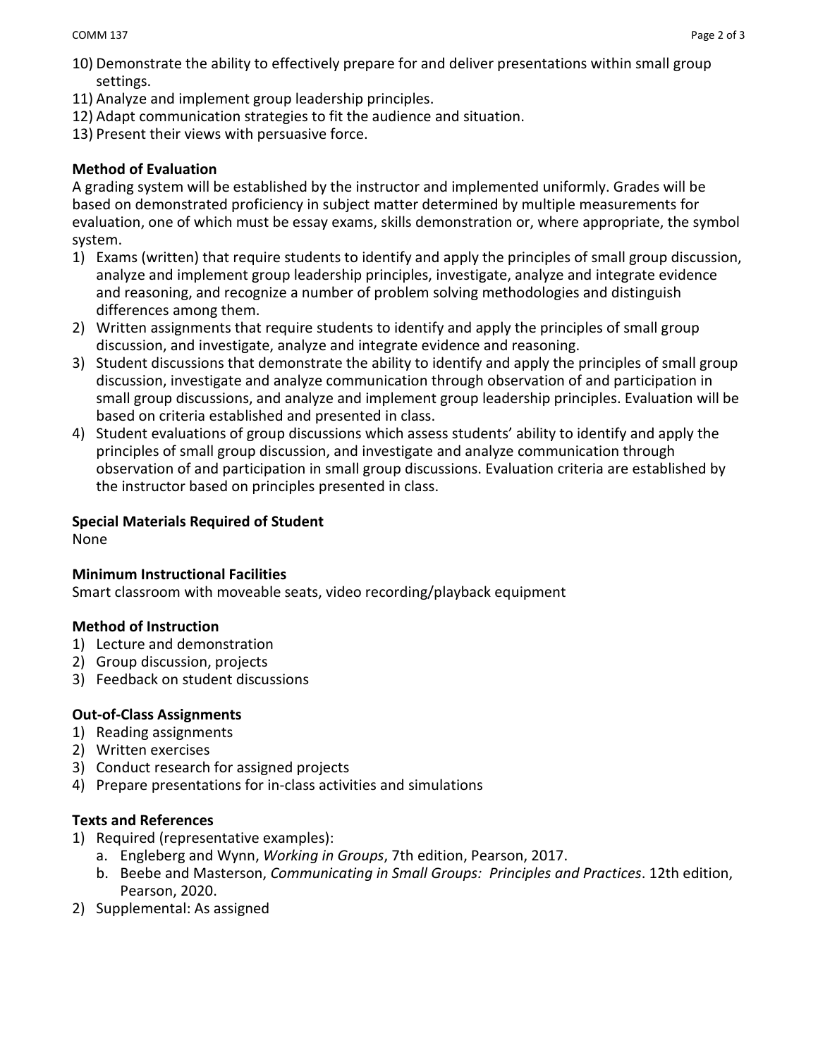10) Demonstrate the ability to effectively prepare for and deliver presentations within small group settings.
11) Analyze and implement group leadership principles.
12) Adapt communication strategies to fit the audience and situation.
13) Present their views with persuasive force.

**Method of Evaluation**

A grading system will be established by the instructor and implemented uniformly. Grades will be based on demonstrated proficiency in subject matter determined by multiple measurements for evaluation, one of which must be essay exams, skills demonstration or, where appropriate, the symbol system.

1) Exams (written) that require students to identify and apply the principles of small group discussion, analyze and implement group leadership principles, investigate, analyze and integrate evidence and reasoning, and recognize a number of problem solving methodologies and distinguish differences among them.
2) Written assignments that require students to identify and apply the principles of small group discussion, and investigate, analyze and integrate evidence and reasoning.
3) Student discussions that demonstrate the ability to identify and apply the principles of small group discussion, investigate and analyze communication through observation of and participation in small group discussions, and analyze and implement group leadership principles. Evaluation will be based on criteria established and presented in class.
4) Student evaluations of group discussions which assess students' ability to identify and apply the principles of small group discussion, and investigate and analyze communication through observation of and participation in small group discussions. Evaluation criteria are established by the instructor based on principles presented in class.

**Special Materials Required of Student**

None

**Minimum Instructional Facilities**

Smart classroom with moveable seats, video recording/playback equipment

**Method of Instruction**

1) Lecture and demonstration
2) Group discussion, projects
3) Feedback on student discussions

**Out-of-Class Assignments**

1) Reading assignments
2) Written exercises
3) Conduct research for assigned projects
4) Prepare presentations for in-class activities and simulations

**Texts and References**

1) Required (representative examples):
   a. Engleberg and Wynn, *Working in Groups*, 7th edition, Pearson, 2017.
   b. Beebe and Masterson, *Communicating in Small Groups: Principles and Practices*. 12th edition, Pearson, 2020.
2) Supplemental: As assigned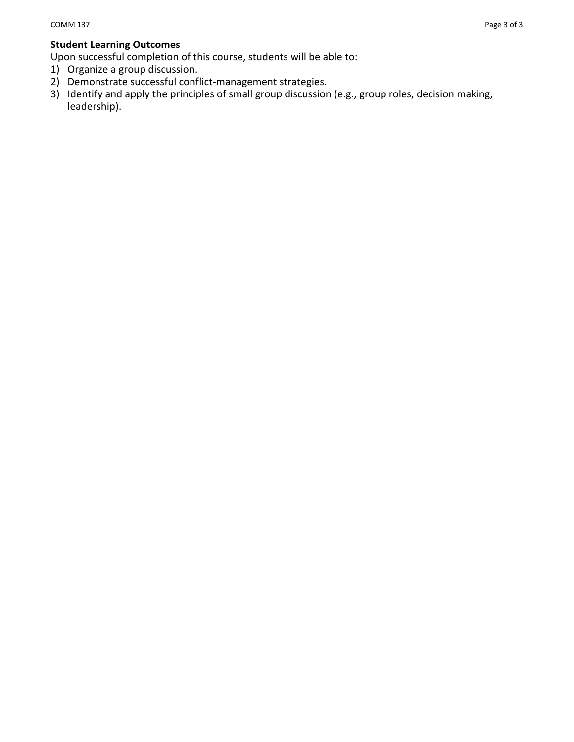**Student Learning Outcomes**

Upon successful completion of this course, students will be able to:

1) Organize a group discussion.
2) Demonstrate successful conflict-management strategies.
3) Identify and apply the principles of small group discussion (e.g., group roles, decision making, leadership).